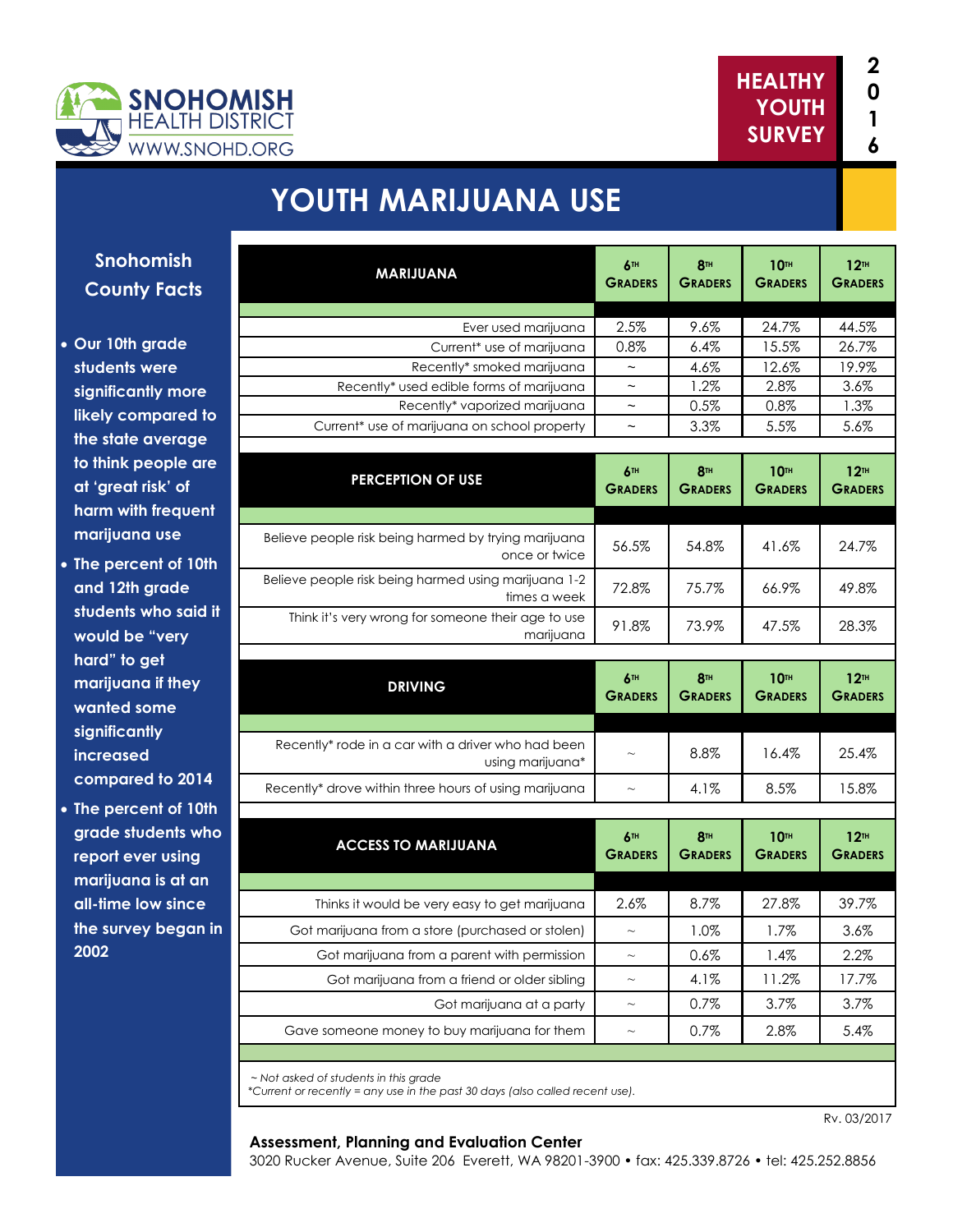SNOHOMISH HEALTH DISTRICT
WWW.SNOHD.ORG

HEALTHY YOUTH SURVEY 2016

# YOUTH MARIJUANA USE

## Snohomish County Facts

- Our 10th grade students were significantly more likely compared to the state average to think people are at 'great risk' of harm with frequent marijuana use
- The percent of 10th and 12th grade students who said it would be "very hard" to get marijuana if they wanted some significantly increased compared to 2014
- The percent of 10th grade students who report ever using marijuana is at an all-time low since the survey began in 2002

| MARIJUANA | 6th Graders | 8th Graders | 10th Graders | 12th Graders |
|---|---|---|---|---|
| Ever used marijuana | 2.5% | 9.6% | 24.7% | 44.5% |
| Current* use of marijuana | 0.8% | 6.4% | 15.5% | 26.7% |
| Recently* smoked marijuana | ~ | 4.6% | 12.6% | 19.9% |
| Recently* used edible forms of marijuana | ~ | 1.2% | 2.8% | 3.6% |
| Recently* vaporized marijuana | ~ | 0.5% | 0.8% | 1.3% |
| Current* use of marijuana on school property | ~ | 3.3% | 5.5% | 5.6% |

| PERCEPTION OF USE | 6th Graders | 8th Graders | 10th Graders | 12th Graders |
|---|---|---|---|---|
| Believe people risk being harmed by trying marijuana once or twice | 56.5% | 54.8% | 41.6% | 24.7% |
| Believe people risk being harmed using marijuana 1-2 times a week | 72.8% | 75.7% | 66.9% | 49.8% |
| Think it's very wrong for someone their age to use marijuana | 91.8% | 73.9% | 47.5% | 28.3% |

| DRIVING | 6th Graders | 8th Graders | 10th Graders | 12th Graders |
|---|---|---|---|---|
| Recently* rode in a car with a driver who had been using marijuana* | ~ | 8.8% | 16.4% | 25.4% |
| Recently* drove within three hours of using marijuana | ~ | 4.1% | 8.5% | 15.8% |

| ACCESS TO MARIJUANA | 6th Graders | 8th Graders | 10th Graders | 12th Graders |
|---|---|---|---|---|
| Thinks it would be very easy to get marijuana | 2.6% | 8.7% | 27.8% | 39.7% |
| Got marijuana from a store (purchased or stolen) | ~ | 1.0% | 1.7% | 3.6% |
| Got marijuana from a parent with permission | ~ | 0.6% | 1.4% | 2.2% |
| Got marijuana from a friend or older sibling | ~ | 4.1% | 11.2% | 17.7% |
| Got marijuana at a party | ~ | 0.7% | 3.7% | 3.7% |
| Gave someone money to buy marijuana for them | ~ | 0.7% | 2.8% | 5.4% |

*~ Not asked of students in this grade*
**Current or recently = any use in the past 30 days (also called recent use).*

Rv. 03/2017

**Assessment, Planning and Evaluation Center**
3020 Rucker Avenue, Suite 206 Everett, WA 98201-3900 • fax: 425.339.8726 • tel: 425.252.8856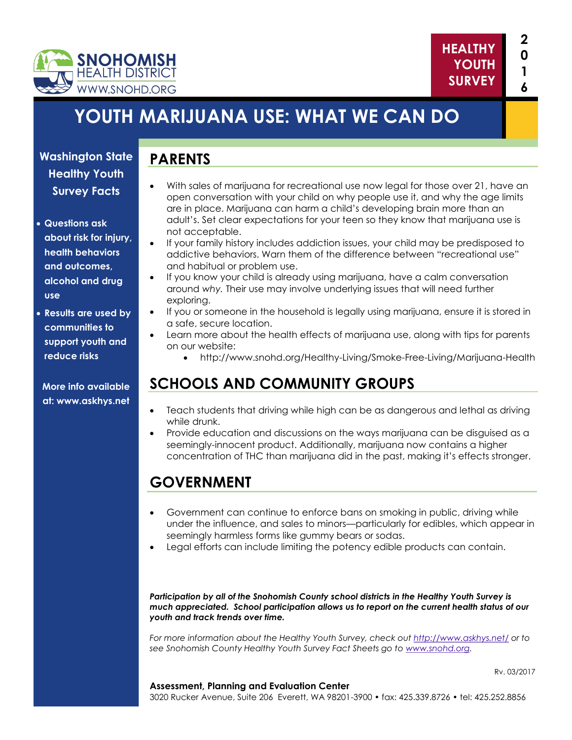SNOHOMISH HEALTH DISTRICT
WWW.SNOHD.ORG

HEALTHY YOUTH SURVEY 2016

# YOUTH MARIJUANA USE: WHAT WE CAN DO

**Washington State Healthy Youth Survey Facts**

- **Questions ask about risk for injury, health behaviors and outcomes, alcohol and drug use**
- **Results are used by communities to support youth and reduce risks**

**More info available at: www.askhys.net**

## PARENTS

- With sales of marijuana for recreational use now legal for those over 21, have an open conversation with your child on why people use it, and why the age limits are in place. Marijuana can harm a child's developing brain more than an adult's. Set clear expectations for your teen so they know that marijuana use is not acceptable.
- If your family history includes addiction issues, your child may be predisposed to addictive behaviors. Warn them of the difference between "recreational use" and habitual or problem use.
- If you know your child is already using marijuana, have a calm conversation around *why.* Their use may involve underlying issues that will need further exploring.
- If you or someone in the household is legally using marijuana, ensure it is stored in a safe, secure location.
- Learn more about the health effects of marijuana use, along with tips for parents on our website:
    - http://www.snohd.org/Healthy-Living/Smoke-Free-Living/Marijuana-Health

## SCHOOLS AND COMMUNITY GROUPS

- Teach students that driving while high can be as dangerous and lethal as driving while drunk.
- Provide education and discussions on the ways marijuana can be disguised as a seemingly-innocent product. Additionally, marijuana now contains a higher concentration of THC than marijuana did in the past, making it's effects stronger.

## GOVERNMENT

- Government can continue to enforce bans on smoking in public, driving while under the influence, and sales to minors—particularly for edibles, which appear in seemingly harmless forms like gummy bears or sodas.
- Legal efforts can include limiting the potency edible products can contain.

***Participation by all of the Snohomish County school districts in the Healthy Youth Survey is much appreciated. School participation allows us to report on the current health status of our youth and track trends over time.***

*For more information about the Healthy Youth Survey, check out http://www.askhys.net/ or to see Snohomish County Healthy Youth Survey Fact Sheets go to www.snohd.org.*

Rv. 03/2017

**Assessment, Planning and Evaluation Center**
3020 Rucker Avenue, Suite 206 Everett, WA 98201-3900 • fax: 425.339.8726 • tel: 425.252.8856